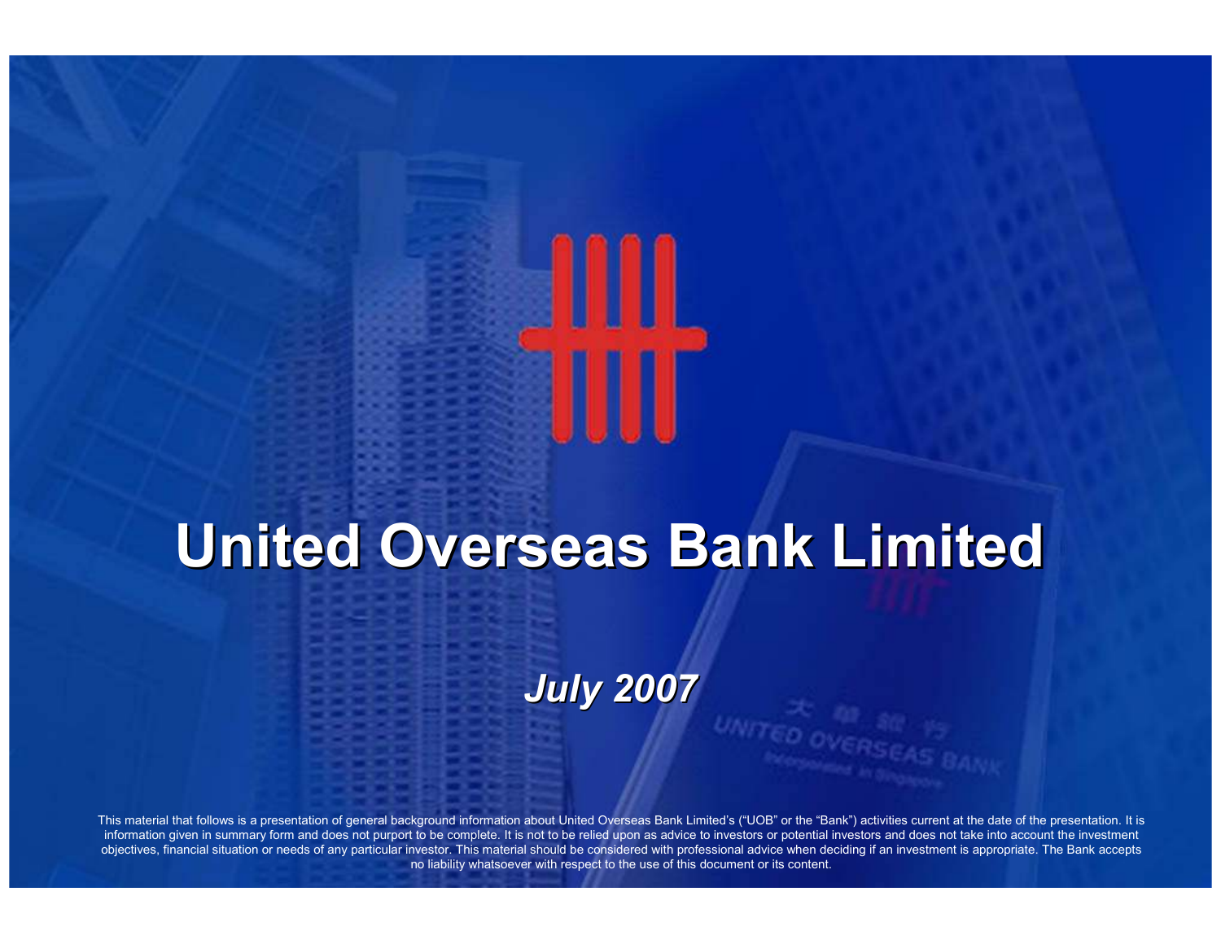# United Overseas Bank Limited

***July 2007***

This material that follows is a presentation of general background information about United Overseas Bank Limited's ("UOB" or the "Bank") activities current at the date of the presentation. It is information given in summary form and does not purport to be complete. It is not to be relied upon as advice to investors or potential investors and does not take into account the investment objectives, financial situation or needs of any particular investor. This material should be considered with professional advice when deciding if an investment is appropriate. The Bank accepts no liability whatsoever with respect to the use of this document or its content.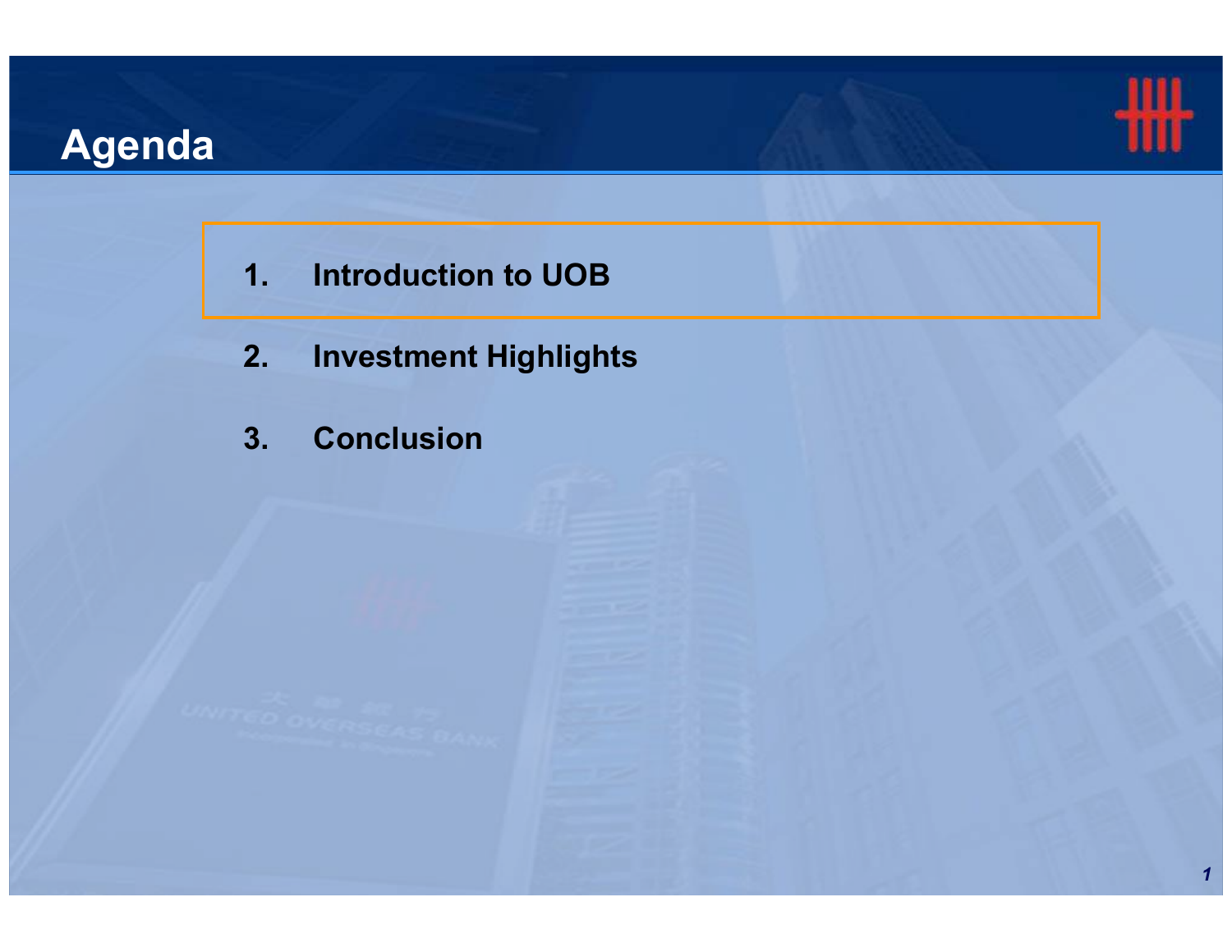# Agenda

1. Introduction to UOB
2. Investment Highlights
3. Conclusion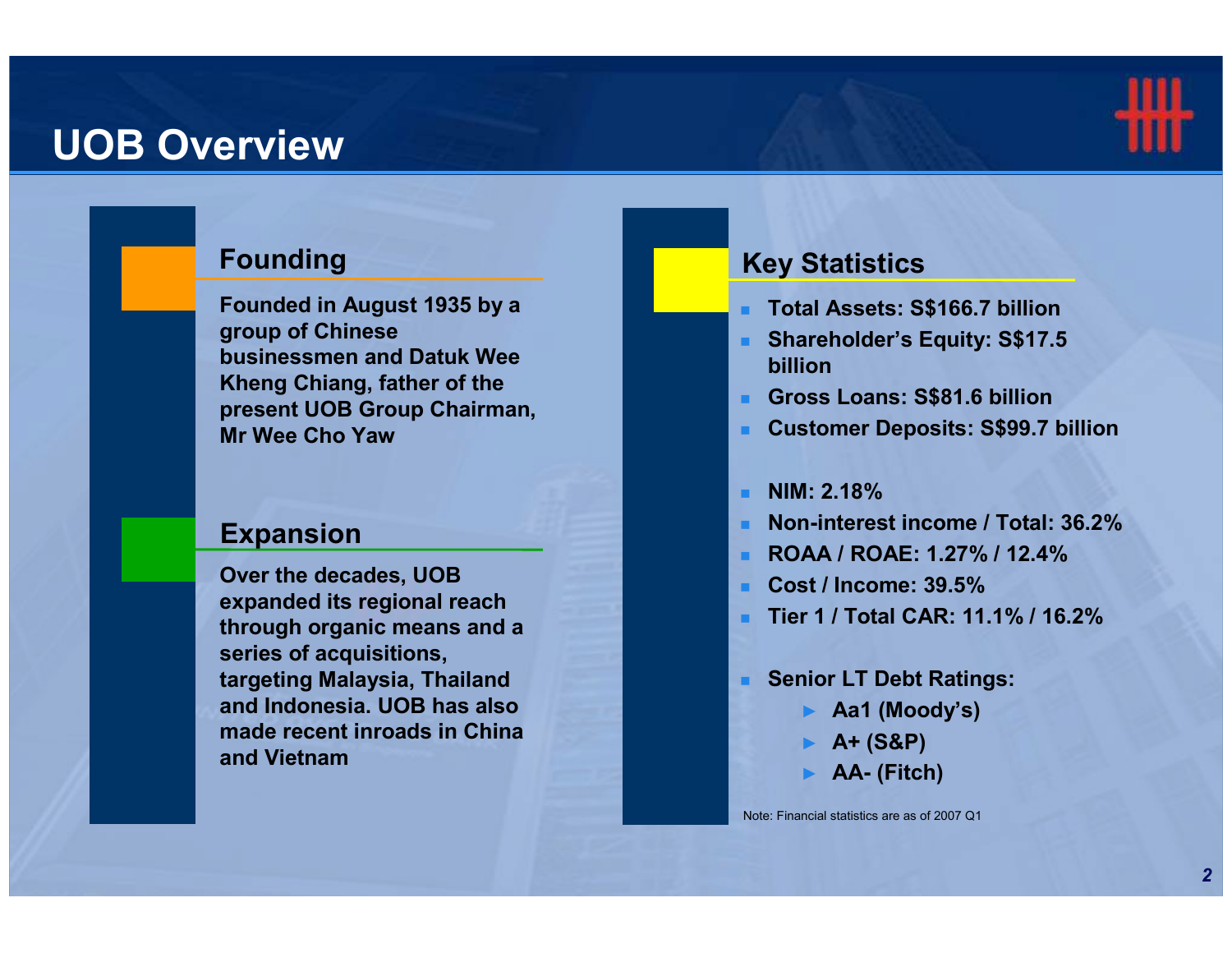# UOB Overview

## Founding

Founded in August 1935 by a group of Chinese businessmen and Datuk Wee Kheng Chiang, father of the present UOB Group Chairman, Mr Wee Cho Yaw

## Expansion

Over the decades, UOB expanded its regional reach through organic means and a series of acquisitions, targeting Malaysia, Thailand and Indonesia. UOB has also made recent inroads in China and Vietnam

## Key Statistics

- Total Assets: S$166.7 billion
- Shareholder's Equity: S$17.5 billion
- Gross Loans: S$81.6 billion
- Customer Deposits: S$99.7 billion

- NIM: 2.18%
- Non-interest income / Total: 36.2%
- ROAA / ROAE: 1.27% / 12.4%
- Cost / Income: 39.5%
- Tier 1 / Total CAR: 11.1% / 16.2%

- Senior LT Debt Ratings:
  - Aa1 (Moody's)
  - A+ (S&P)
  - AA- (Fitch)

Note: Financial statistics are as of 2007 Q1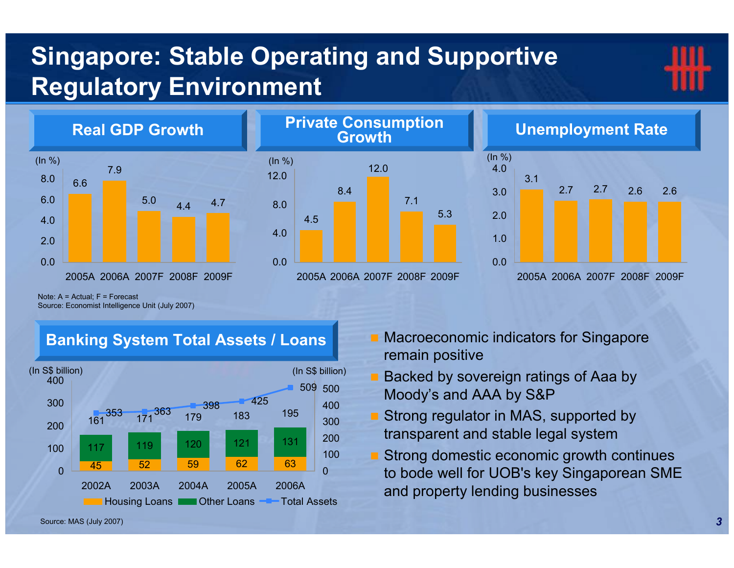# Singapore: Stable Operating and Supportive Regulatory Environment

## Real GDP Growth

(In %)

| 2005A | 2006A | 2007F | 2008F | 2009F |
|---|---|---|---|---|
| 6.6 | 7.9 | 5.0 | 4.4 | 4.7 |

## Private Consumption Growth

(In %)

| 2005A | 2006A | 2007F | 2008F | 2009F |
|---|---|---|---|---|
| 4.5 | 8.4 | 12.0 | 7.1 | 5.3 |

## Unemployment Rate

(In %)

| 2005A | 2006A | 2007F | 2008F | 2009F |
|---|---|---|---|---|
| 3.1 | 2.7 | 2.7 | 2.6 | 2.6 |

Note: A = Actual; F = Forecast
Source: Economist Intelligence Unit (July 2007)

## Banking System Total Assets / Loans

(In S$ billion)

| | 2002A | 2003A | 2004A | 2005A | 2006A |
|---|---|---|---|---|---|
| Housing Loans | 45 | 52 | 59 | 62 | 63 |
| Other Loans | 117 | 119 | 120 | 121 | 131 |
| Total Loans | 161 | 171 | 179 | 183 | 195 |
| Total Assets | 353 | 363 | 398 | 425 | 509 |

Source: MAS (July 2007)

- Macroeconomic indicators for Singapore remain positive
- Backed by sovereign ratings of Aaa by Moody's and AAA by S&P
- Strong regulator in MAS, supported by transparent and stable legal system
- Strong domestic economic growth continues to bode well for UOB's key Singaporean SME and property lending businesses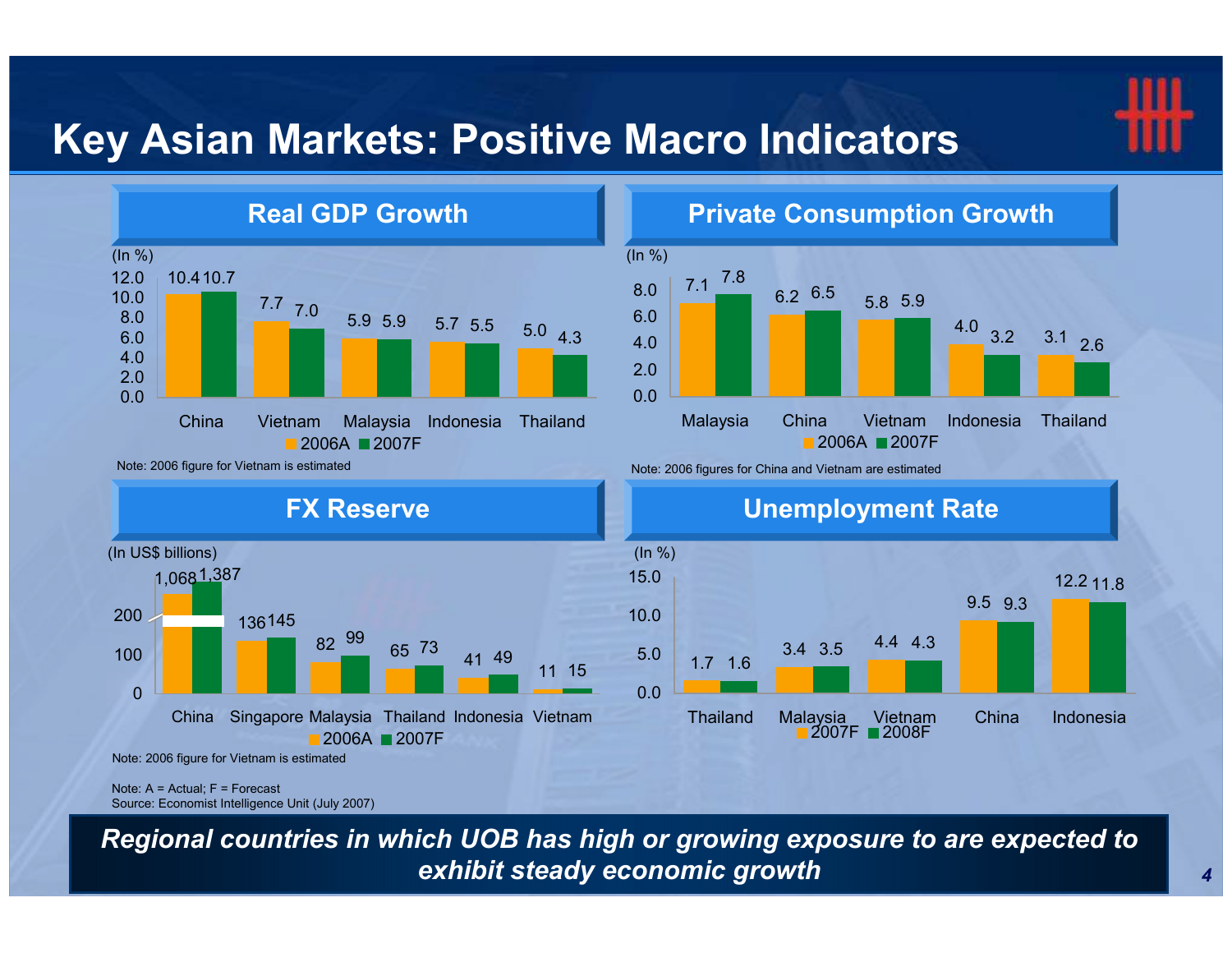# Key Asian Markets: Positive Macro Indicators

## Real GDP Growth

(In %)

| | 2006A | 2007F |
|---|---|---|
| China | 10.4 | 10.7 |
| Vietnam | 7.7 | 7.0 |
| Malaysia | 5.9 | 5.9 |
| Indonesia | 5.7 | 5.5 |
| Thailand | 5.0 | 4.3 |

Note: 2006 figure for Vietnam is estimated

## Private Consumption Growth

(In %)

| | 2006A | 2007F |
|---|---|---|
| Malaysia | 7.1 | 7.8 |
| China | 6.2 | 6.5 |
| Vietnam | 5.8 | 5.9 |
| Indonesia | 4.0 | 3.2 |
| Thailand | 3.1 | 2.6 |

Note: 2006 figures for China and Vietnam are estimated

## FX Reserve

(In US$ billions)

| | 2006A | 2007F |
|---|---|---|
| China | 1,068 | 1,387 |
| Singapore | 136 | 145 |
| Malaysia | 82 | 99 |
| Thailand | 65 | 73 |
| Indonesia | 41 | 49 |
| Vietnam | 11 | 15 |

Note: 2006 figure for Vietnam is estimated

## Unemployment Rate

(In %)

| | 2007F | 2008F |
|---|---|---|
| Thailand | 1.7 | 1.6 |
| Malaysia | 3.4 | 3.5 |
| Vietnam | 4.4 | 4.3 |
| China | 9.5 | 9.3 |
| Indonesia | 12.2 | 11.8 |

Note: A = Actual; F = Forecast
Source: Economist Intelligence Unit (July 2007)

***Regional countries in which UOB has high or growing exposure to are expected to exhibit steady economic growth***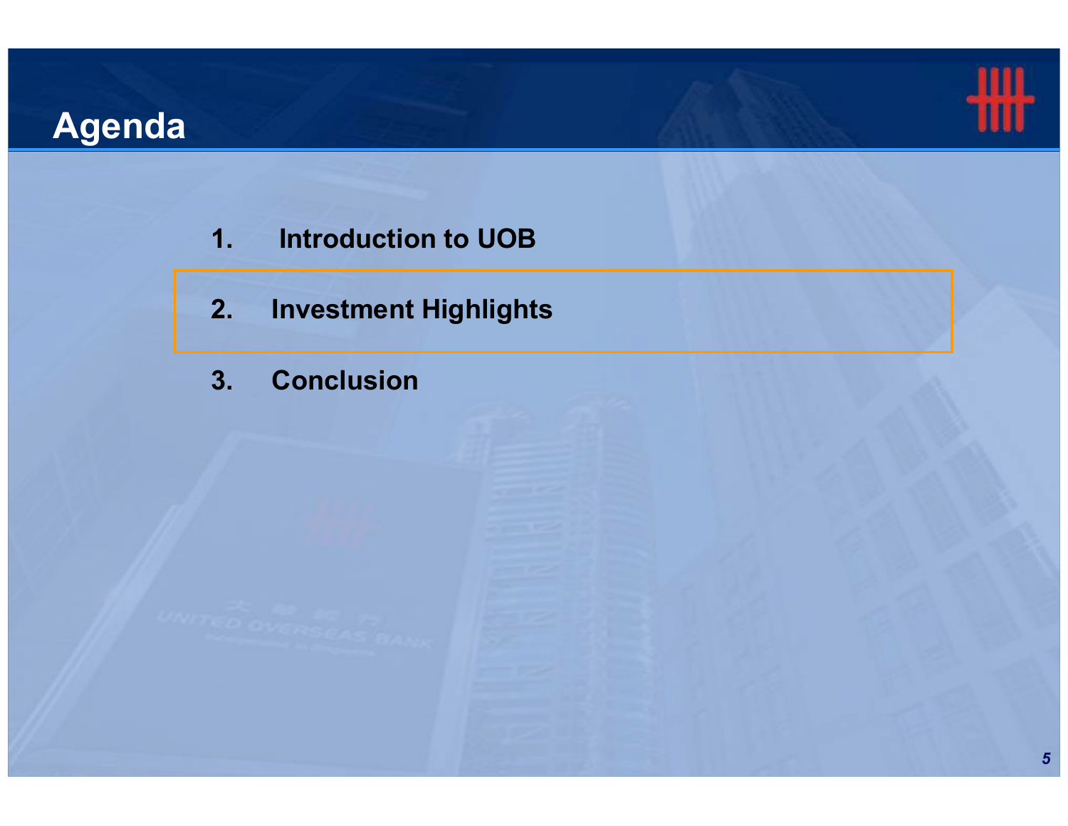# Agenda

1. Introduction to UOB
2. **Investment Highlights**
3. Conclusion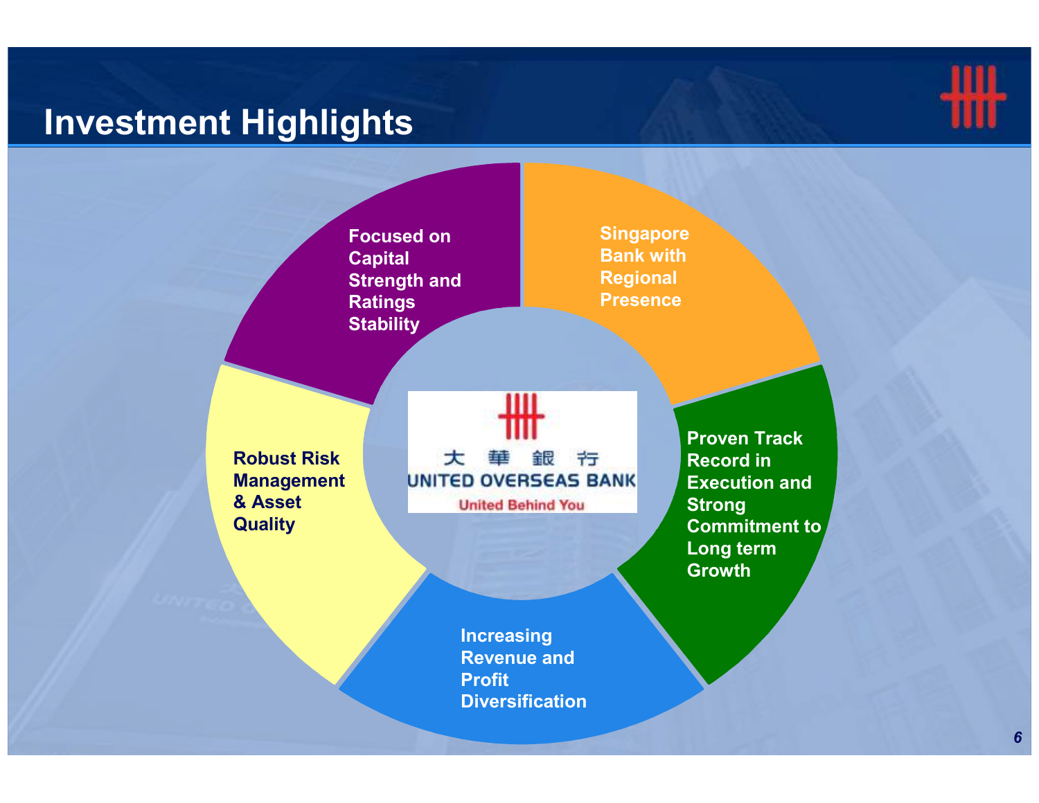# Investment Highlights

- Singapore Bank with Regional Presence
- Proven Track Record in Execution and Strong Commitment to Long term Growth
- Increasing Revenue and Profit Diversification
- Robust Risk Management & Asset Quality
- Focused on Capital Strength and Ratings Stability

大華銀行
UNITED OVERSEAS BANK
United Behind You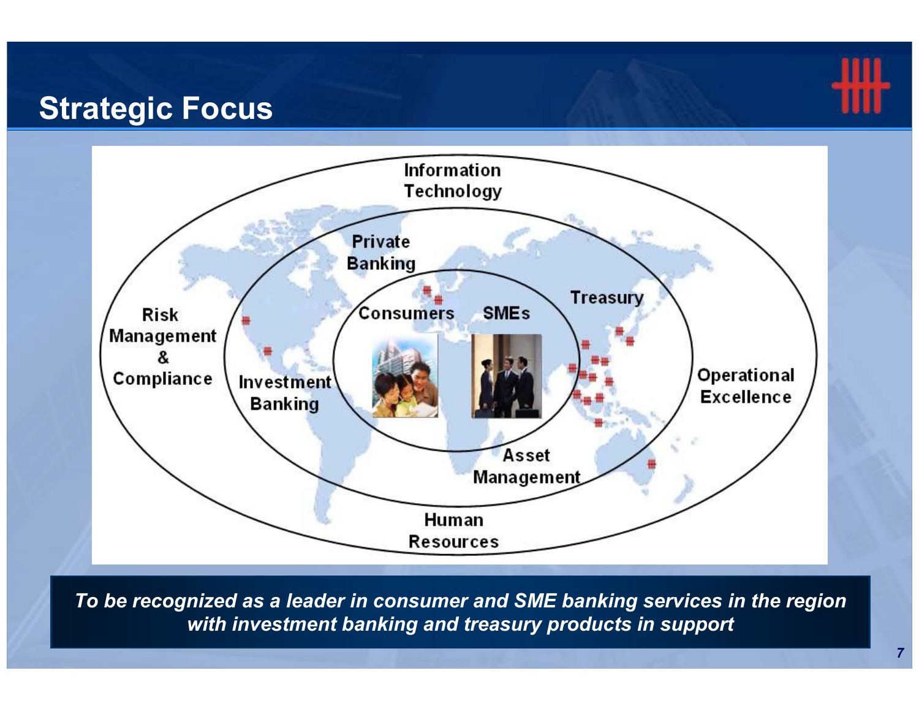# Strategic Focus

Information Technology

Private Banking

Consumers

SMEs

Treasury

Risk Management & Compliance

Investment Banking

Operational Excellence

Asset Management

Human Resources

***To be recognized as a leader in consumer and SME banking services in the region with investment banking and treasury products in support***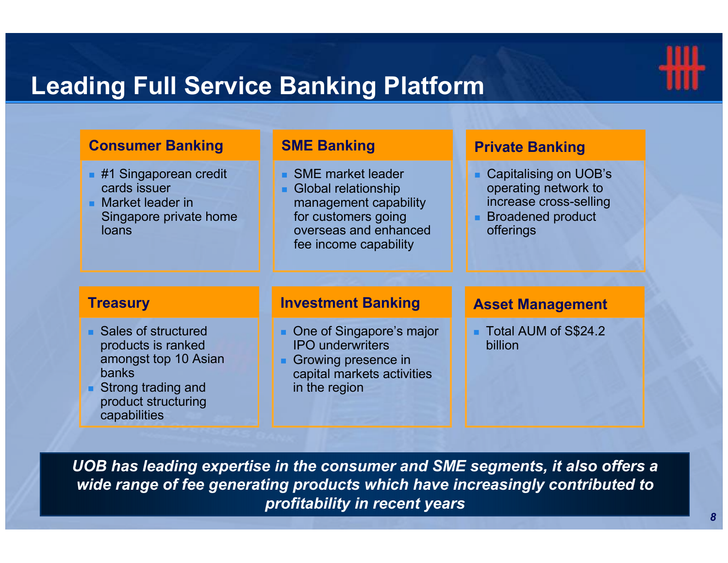# Leading Full Service Banking Platform

### Consumer Banking

- #1 Singaporean credit cards issuer
- Market leader in Singapore private home loans

### SME Banking

- SME market leader
- Global relationship management capability for customers going overseas and enhanced fee income capability

### Private Banking

- Capitalising on UOB's operating network to increase cross-selling
- Broadened product offerings

### Treasury

- Sales of structured products is ranked amongst top 10 Asian banks
- Strong trading and product structuring capabilities

### Investment Banking

- One of Singapore's major IPO underwriters
- Growing presence in capital markets activities in the region

### Asset Management

- Total AUM of S$24.2 billion

***UOB has leading expertise in the consumer and SME segments, it also offers a wide range of fee generating products which have increasingly contributed to profitability in recent years***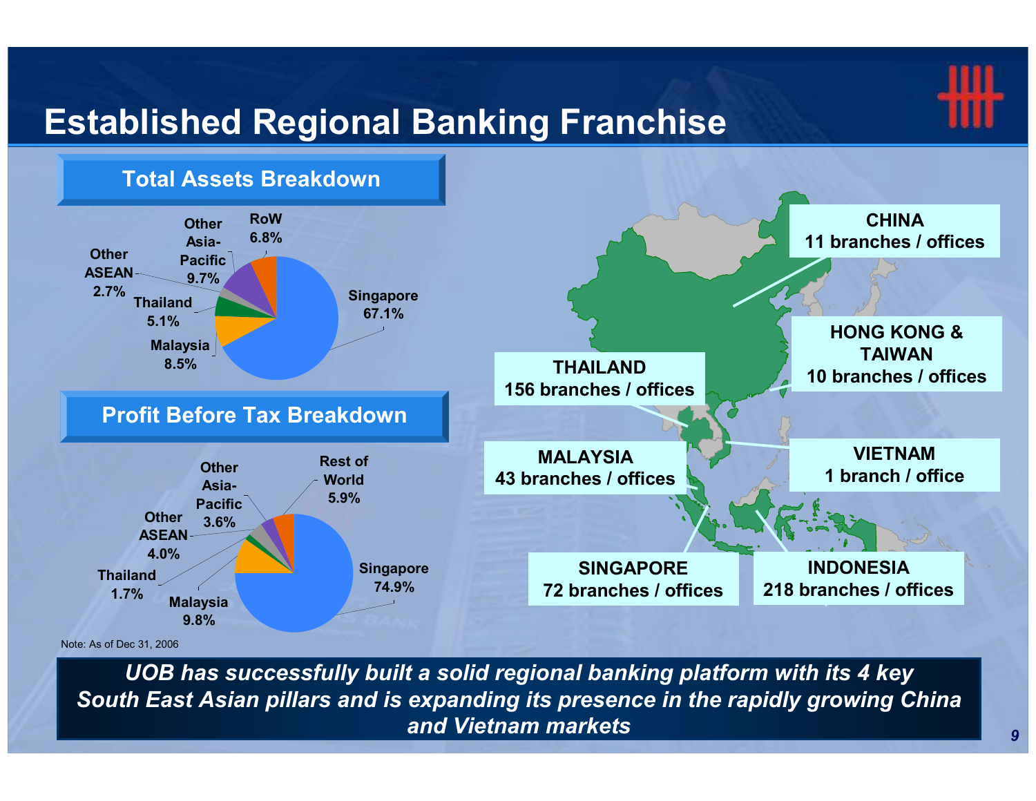# Established Regional Banking Franchise

## Total Assets Breakdown

| Region | Share |
|---|---|
| Singapore | 67.1% |
| Malaysia | 8.5% |
| Thailand | 5.1% |
| Other ASEAN | 2.7% |
| Other Asia-Pacific | 9.7% |
| RoW | 6.8% |

## Profit Before Tax Breakdown

| Region | Share |
|---|---|
| Singapore | 74.9% |
| Malaysia | 9.8% |
| Thailand | 1.7% |
| Other ASEAN | 4.0% |
| Other Asia-Pacific | 3.6% |
| Rest of World | 5.9% |

Note: As of Dec 31, 2006

- **CHINA**: 11 branches / offices
- **HONG KONG & TAIWAN**: 10 branches / offices
- **THAILAND**: 156 branches / offices
- **VIETNAM**: 1 branch / office
- **MALAYSIA**: 43 branches / offices
- **SINGAPORE**: 72 branches / offices
- **INDONESIA**: 218 branches / offices

***UOB has successfully built a solid regional banking platform with its 4 key South East Asian pillars and is expanding its presence in the rapidly growing China and Vietnam markets***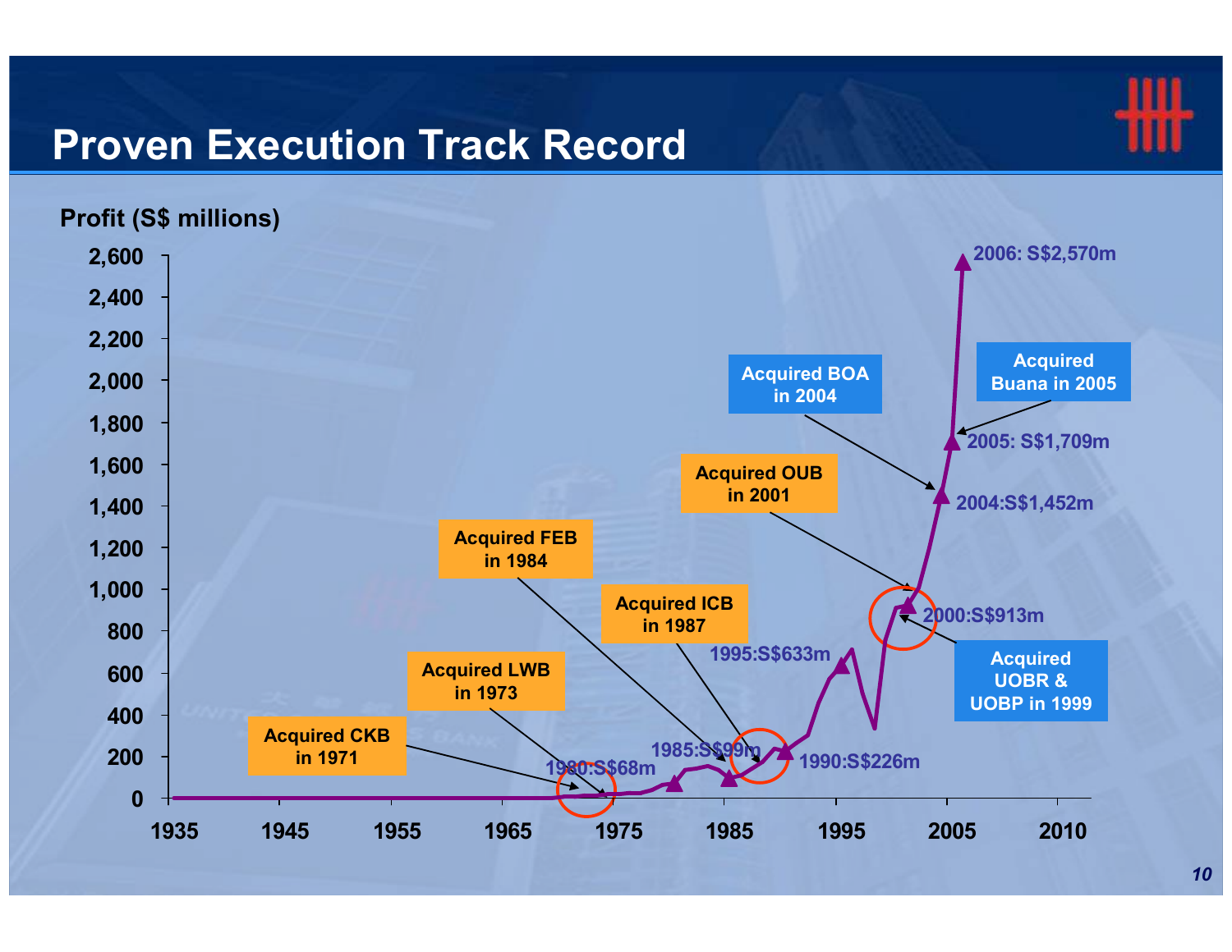# Proven Execution Track Record

Profit (S$ millions)

- 1980: S$68m
- 1985: S$99m
- 1990: S$226m
- 1995: S$633m
- 2000: S$913m
- 2004: S$1,452m
- 2005: S$1,709m
- 2006: S$2,570m

Acquired CKB in 1971

Acquired LWB in 1973

Acquired FEB in 1984

Acquired ICB in 1987

Acquired UOBR & UOBP in 1999

Acquired OUB in 2001

Acquired BOA in 2004

Acquired Buana in 2005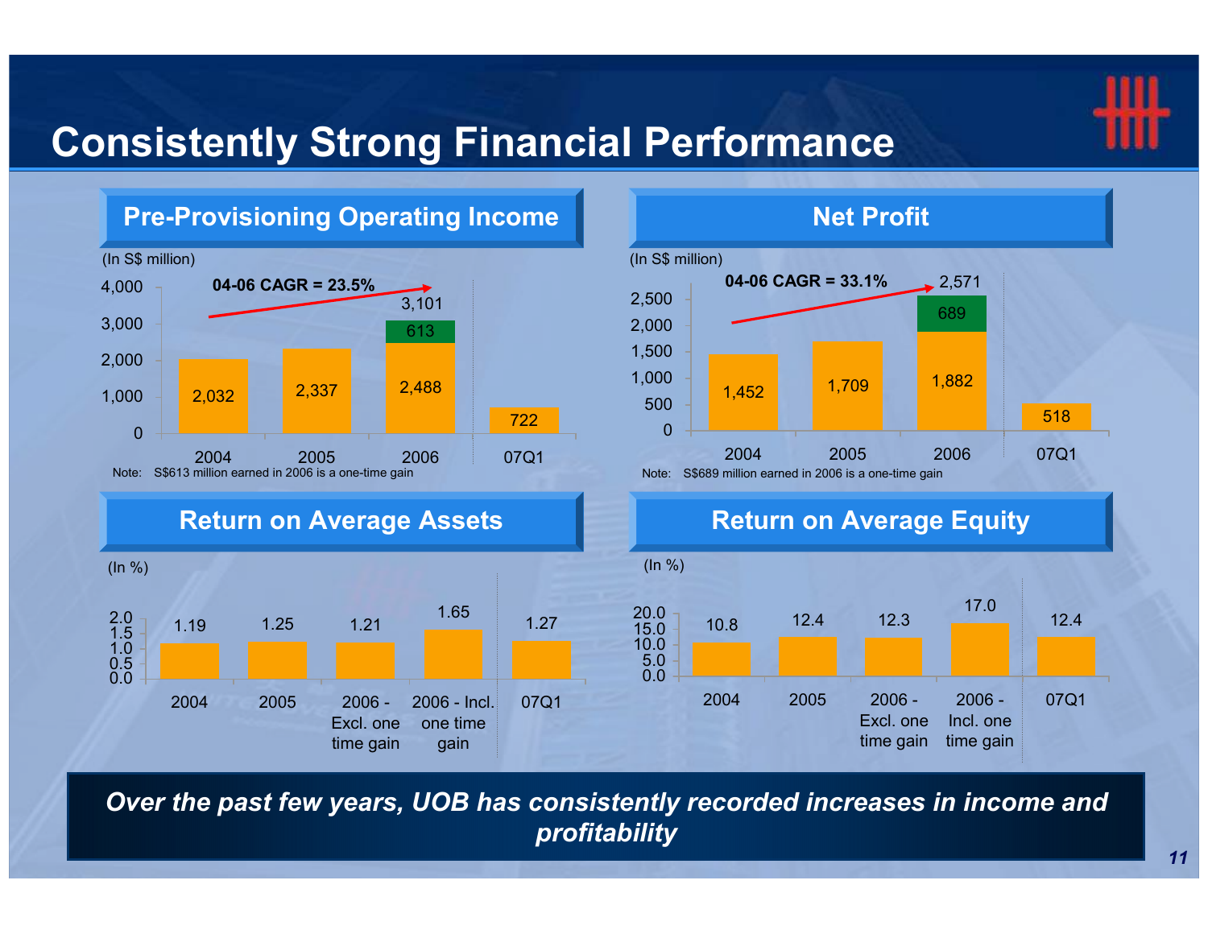# Consistently Strong Financial Performance

## Pre-Provisioning Operating Income

(In S$ million)

04-06 CAGR = 23.5%

| | 2004 | 2005 | 2006 | 07Q1 |
|---|---|---|---|---|
| Operating income | 2,032 | 2,337 | 2,488 | 722 |
| One-time gain | | | 613 | |
| Total | | | 3,101 | |

Note: S$613 million earned in 2006 is a one-time gain

## Net Profit

(In S$ million)

04-06 CAGR = 33.1%

| | 2004 | 2005 | 2006 | 07Q1 |
|---|---|---|---|---|
| Net profit | 1,452 | 1,709 | 1,882 | 518 |
| One-time gain | | | 689 | |
| Total | | | 2,571 | |

Note: S$689 million earned in 2006 is a one-time gain

## Return on Average Assets

(In %)

| 2004 | 2005 | 2006 - Excl. one time gain | 2006 - Incl. one time gain | 07Q1 |
|---|---|---|---|---|
| 1.19 | 1.25 | 1.21 | 1.65 | 1.27 |

## Return on Average Equity

(In %)

| 2004 | 2005 | 2006 - Excl. one time gain | 2006 - Incl. one time gain | 07Q1 |
|---|---|---|---|---|
| 10.8 | 12.4 | 12.3 | 17.0 | 12.4 |

***Over the past few years, UOB has consistently recorded increases in income and profitability***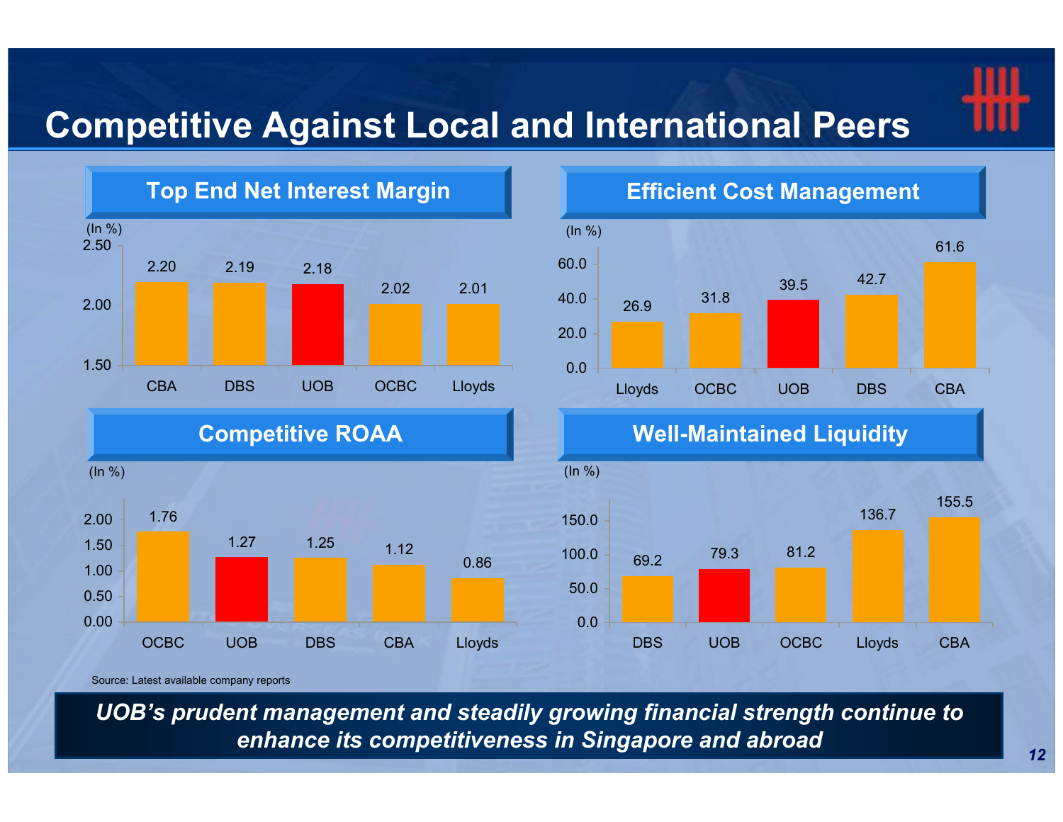# Competitive Against Local and International Peers

## Top End Net Interest Margin

(In %)

| CBA | DBS | UOB | OCBC | Lloyds |
|---|---|---|---|---|
| 2.20 | 2.19 | 2.18 | 2.02 | 2.01 |

## Efficient Cost Management

(In %)

| Lloyds | OCBC | UOB | DBS | CBA |
|---|---|---|---|---|
| 26.9 | 31.8 | 39.5 | 42.7 | 61.6 |

## Competitive ROAA

(In %)

| OCBC | UOB | DBS | CBA | Lloyds |
|---|---|---|---|---|
| 1.76 | 1.27 | 1.25 | 1.12 | 0.86 |

## Well-Maintained Liquidity

(In %)

| DBS | UOB | OCBC | Lloyds | CBA |
|---|---|---|---|---|
| 69.2 | 79.3 | 81.2 | 136.7 | 155.5 |

Source: Latest available company reports

***UOB's prudent management and steadily growing financial strength continue to enhance its competitiveness in Singapore and abroad***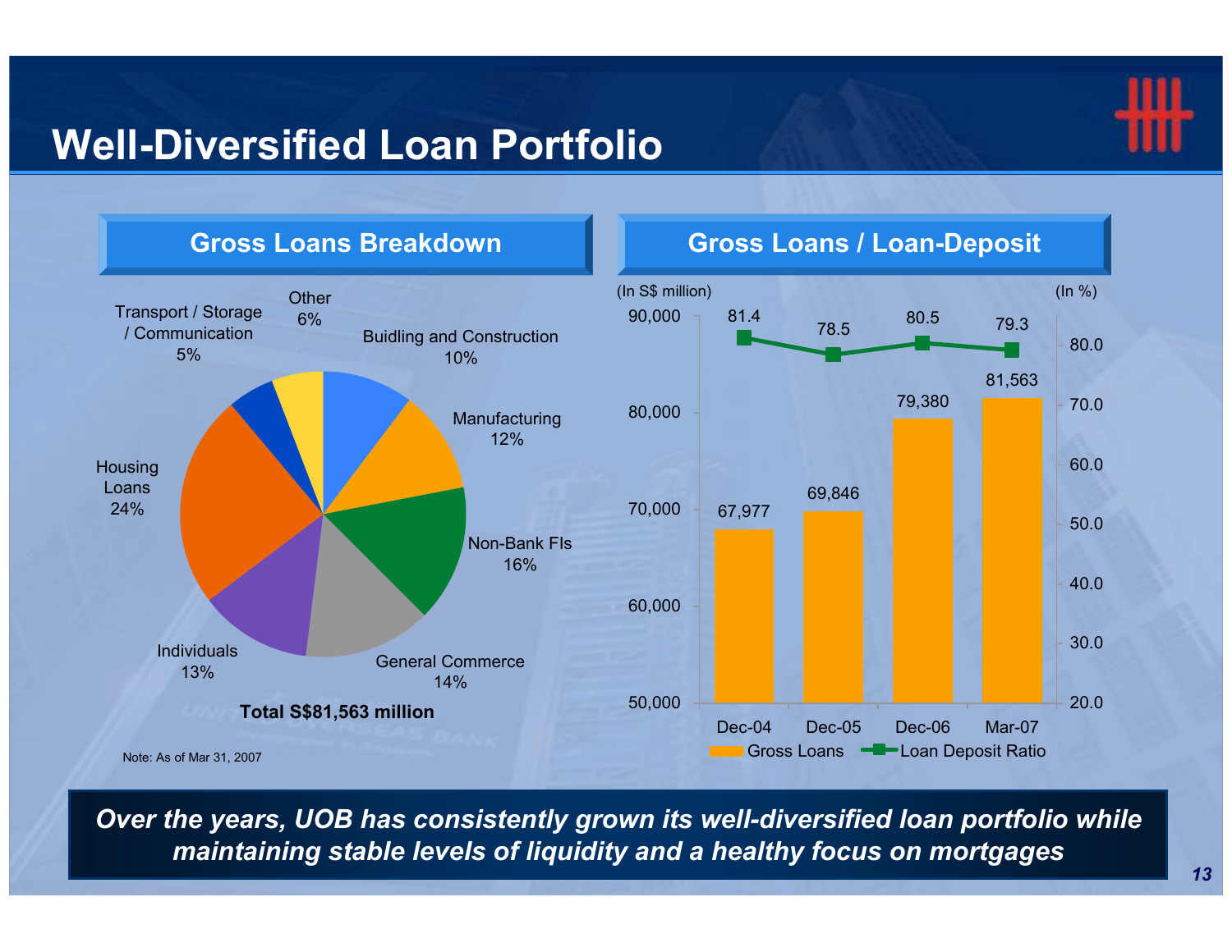# Well-Diversified Loan Portfolio

## Gross Loans Breakdown

| Sector | Share |
|---|---|
| Buidling and Construction | 10% |
| Manufacturing | 12% |
| Non-Bank FIs | 16% |
| General Commerce | 14% |
| Individuals | 13% |
| Housing Loans | 24% |
| Transport / Storage / Communication | 5% |
| Other | 6% |

**Total S$81,563 million**

Note: As of Mar 31, 2007

## Gross Loans / Loan-Deposit

| | Dec-04 | Dec-05 | Dec-06 | Mar-07 |
|---|---|---|---|---|
| Gross Loans (In S$ million) | 67,977 | 69,846 | 79,380 | 81,563 |
| Loan Deposit Ratio (In %) | 81.4 | 78.5 | 80.5 | 79.3 |

***Over the years, UOB has consistently grown its well-diversified loan portfolio while maintaining stable levels of liquidity and a healthy focus on mortgages***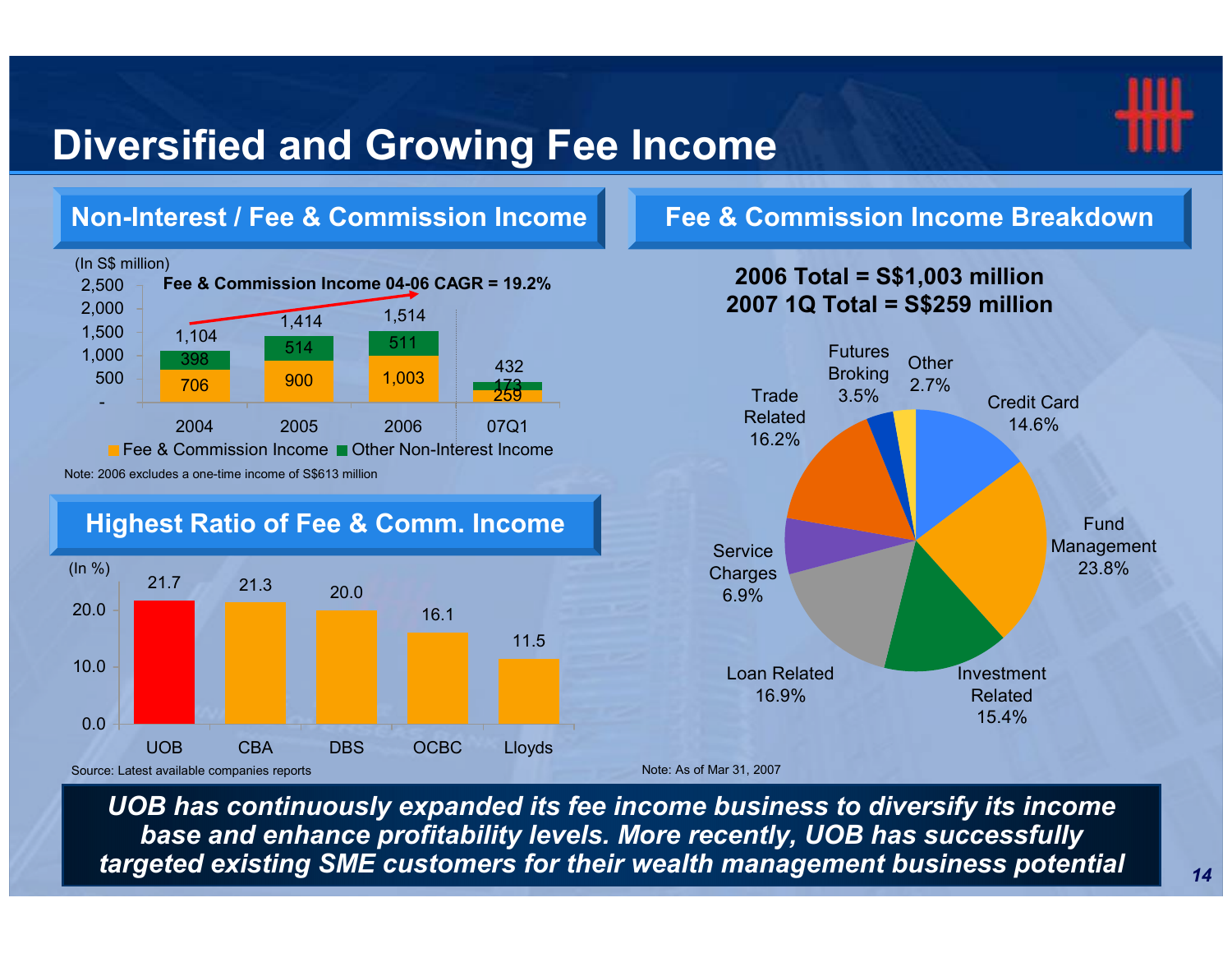# Diversified and Growing Fee Income

## Non-Interest / Fee & Commission Income

(In S$ million)

**Fee & Commission Income 04-06 CAGR = 19.2%**

| | 2004 | 2005 | 2006 | 07Q1 |
|---|---|---|---|---|
| Fee & Commission Income | 706 | 900 | 1,003 | 259 |
| Other Non-Interest Income | 398 | 514 | 511 | 173 |
| Total | 1,104 | 1,414 | 1,514 | 432 |

Note: 2006 excludes a one-time income of S$613 million

## Fee & Commission Income Breakdown

**2006 Total = S$1,003 million**
**2007 1Q Total = S$259 million**

| Category | % |
|---|---|
| Credit Card | 14.6% |
| Fund Management | 23.8% |
| Investment Related | 15.4% |
| Loan Related | 16.9% |
| Service Charges | 6.9% |
| Trade Related | 16.2% |
| Futures Broking | 3.5% |
| Other | 2.7% |

Note: As of Mar 31, 2007

## Highest Ratio of Fee & Comm. Income

(In %)

| UOB | CBA | DBS | OCBC | Lloyds |
|---|---|---|---|---|
| 21.7 | 21.3 | 20.0 | 16.1 | 11.5 |

Source: Latest available companies reports

***UOB has continuously expanded its fee income business to diversify its income base and enhance profitability levels. More recently, UOB has successfully targeted existing SME customers for their wealth management business potential***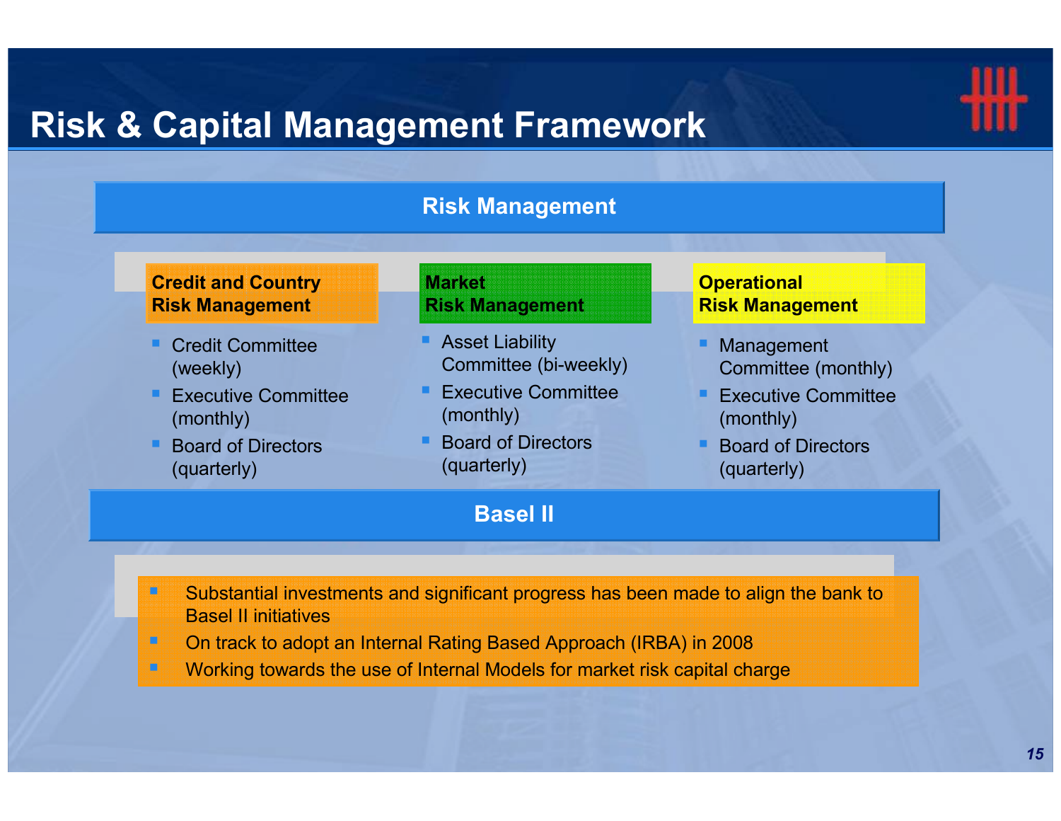# Risk & Capital Management Framework

## Risk Management

### Credit and Country Risk Management

- Credit Committee (weekly)
- Executive Committee (monthly)
- Board of Directors (quarterly)

### Market Risk Management

- Asset Liability Committee (bi-weekly)
- Executive Committee (monthly)
- Board of Directors (quarterly)

### Operational Risk Management

- Management Committee (monthly)
- Executive Committee (monthly)
- Board of Directors (quarterly)

## Basel II

- Substantial investments and significant progress has been made to align the bank to Basel II initiatives
- On track to adopt an Internal Rating Based Approach (IRBA) in 2008
- Working towards the use of Internal Models for market risk capital charge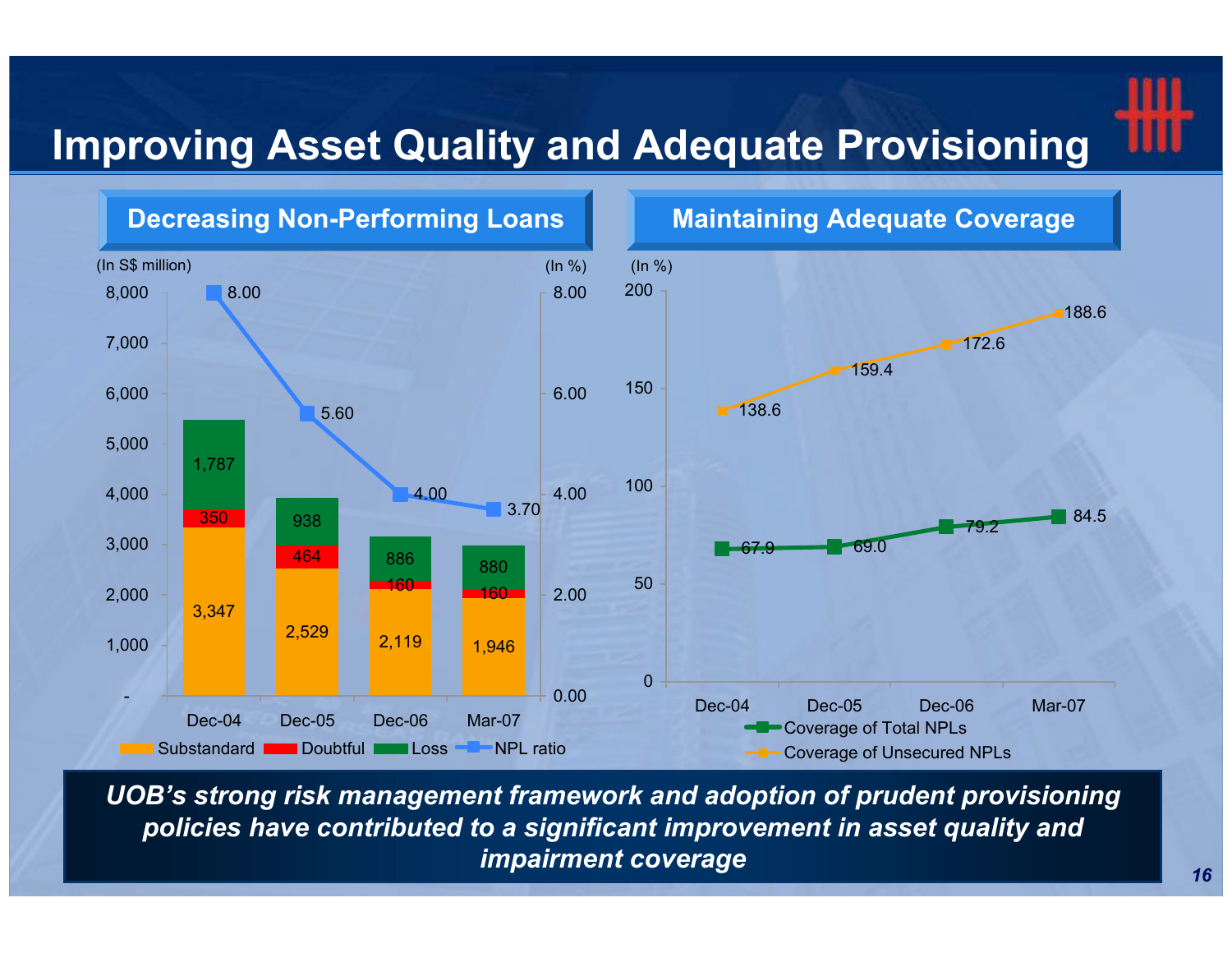# Improving Asset Quality and Adequate Provisioning

## Decreasing Non-Performing Loans

(In S$ million)

| | Dec-04 | Dec-05 | Dec-06 | Mar-07 |
|---|---|---|---|---|
| Substandard | 3,347 | 2,529 | 2,119 | 1,946 |
| Doubtful | 350 | 464 | 160 | 160 |
| Loss | 1,787 | 938 | 886 | 880 |
| NPL ratio (In %) | 8.00 | 5.60 | 4.00 | 3.70 |

## Maintaining Adequate Coverage

(In %)

| | Dec-04 | Dec-05 | Dec-06 | Mar-07 |
|---|---|---|---|---|
| Coverage of Total NPLs | 67.9 | 69.0 | 79.2 | 84.5 |
| Coverage of Unsecured NPLs | 138.6 | 159.4 | 172.6 | 188.6 |

***UOB's strong risk management framework and adoption of prudent provisioning policies have contributed to a significant improvement in asset quality and impairment coverage***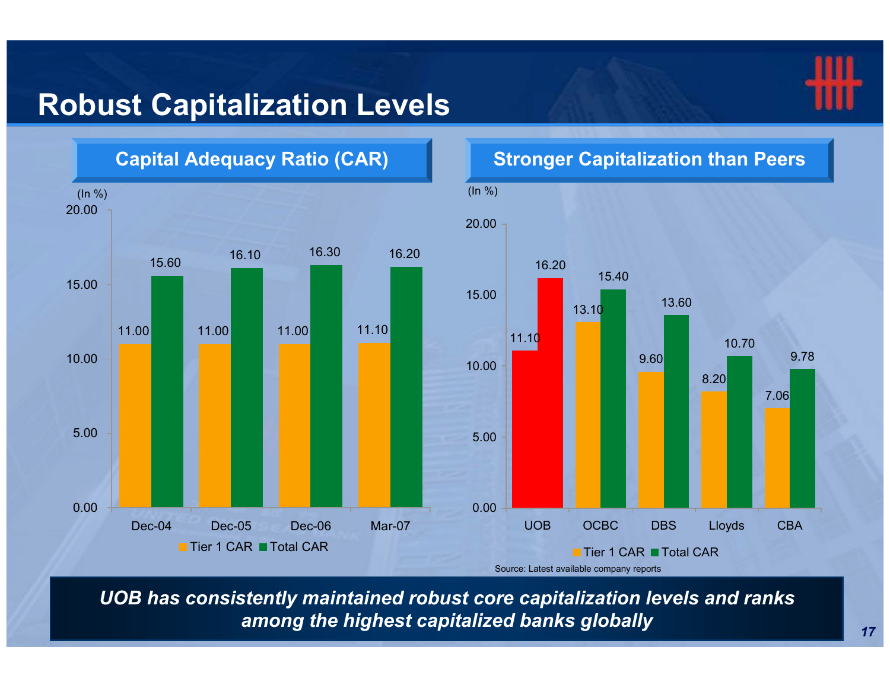# Robust Capitalization Levels

## Capital Adequacy Ratio (CAR)

(In %)

| | Tier 1 CAR | Total CAR |
|---|---|---|
| Dec-04 | 11.00 | 15.60 |
| Dec-05 | 11.00 | 16.10 |
| Dec-06 | 11.00 | 16.30 |
| Mar-07 | 11.10 | 16.20 |

## Stronger Capitalization than Peers

(In %)

| | Tier 1 CAR | Total CAR |
|---|---|---|
| UOB | 11.10 | 16.20 |
| OCBC | 13.10 | 15.40 |
| DBS | 9.60 | 13.60 |
| Lloyds | 8.20 | 10.70 |
| CBA | 7.06 | 9.78 |

Source: Latest available company reports

***UOB has consistently maintained robust core capitalization levels and ranks among the highest capitalized banks globally***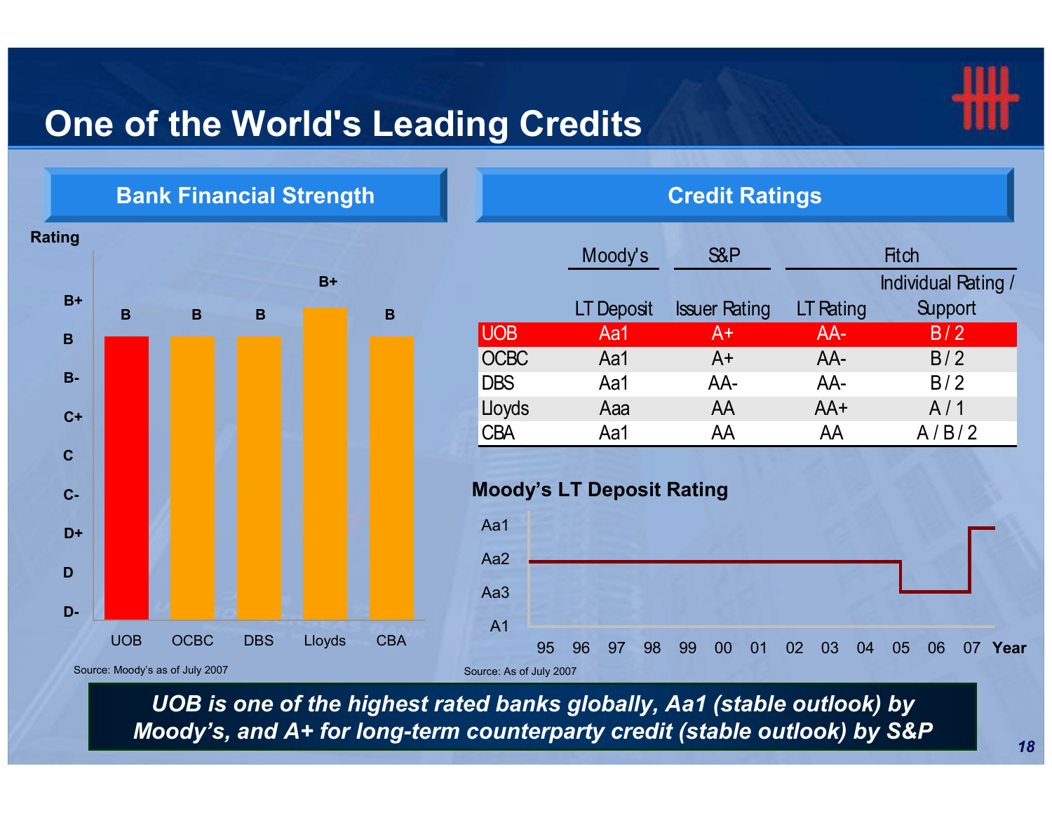# One of the World's Leading Credits

## Bank Financial Strength

| Bank | Rating |
|---|---|
| UOB | B |
| OCBC | B |
| DBS | B |
| Lloyds | B+ |
| CBA | B |

Source: Moody's as of July 2007

## Credit Ratings

| | Moody's | S&P | Fitch | |
|---|---|---|---|---|
| | LT Deposit | Issuer Rating | LT Rating | Individual Rating / Support |
| UOB | Aa1 | A+ | AA- | B / 2 |
| OCBC | Aa1 | A+ | AA- | B / 2 |
| DBS | Aa1 | AA- | AA- | B / 2 |
| Lloyds | Aaa | AA | AA+ | A / 1 |
| CBA | Aa1 | AA | AA | A / B / 2 |

### Moody's LT Deposit Rating

| Year | 95–04 | 05–06 | 07 |
|---|---|---|---|
| Rating | Aa2 | Aa3 | Aa1 |

Source: As of July 2007

***UOB is one of the highest rated banks globally, Aa1 (stable outlook) by Moody's, and A+ for long-term counterparty credit (stable outlook) by S&P***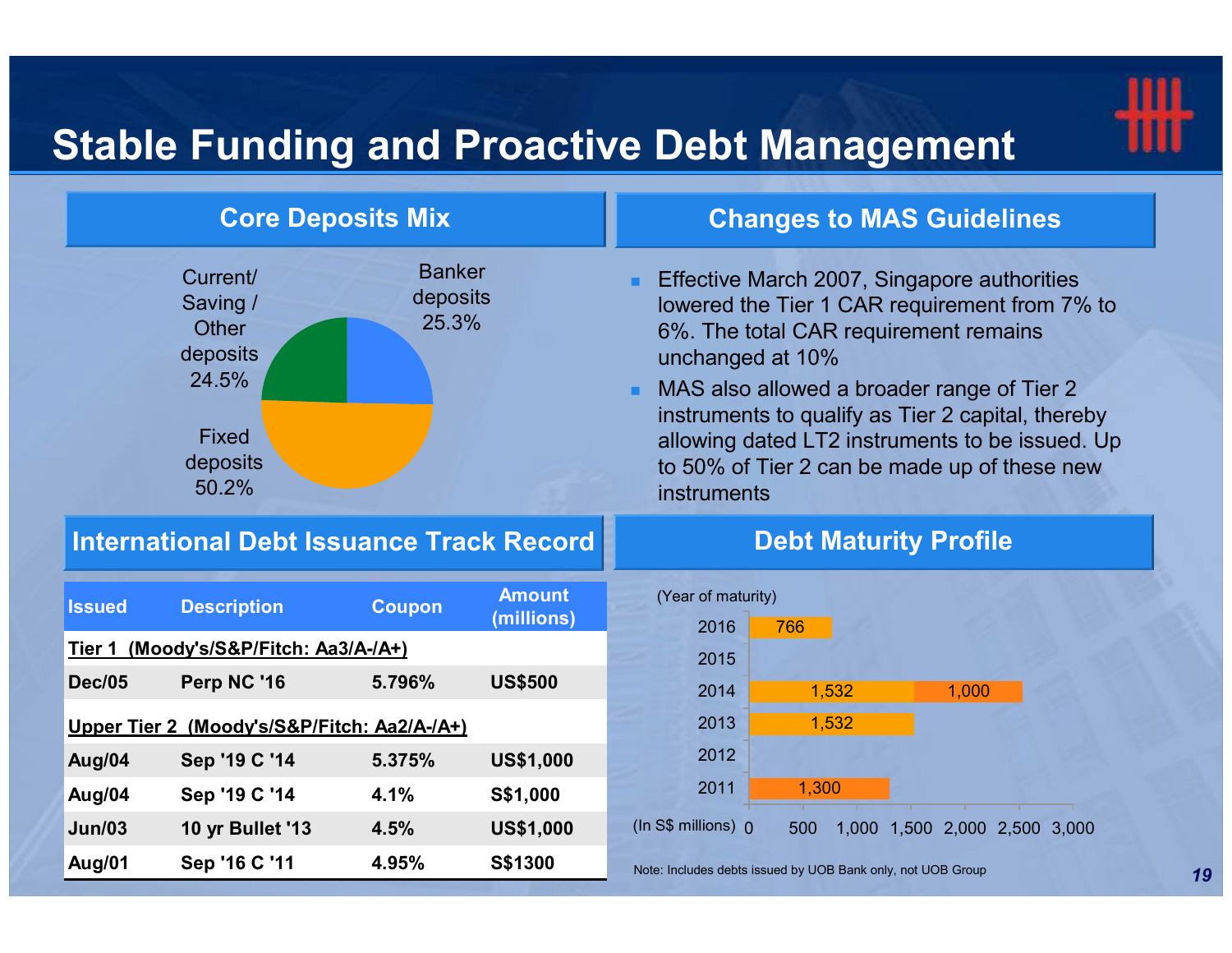# Stable Funding and Proactive Debt Management

## Core Deposits Mix

- Current/ Saving / Other deposits 24.5%
- Banker deposits 25.3%
- Fixed deposits 50.2%

## Changes to MAS Guidelines

- Effective March 2007, Singapore authorities lowered the Tier 1 CAR requirement from 7% to 6%. The total CAR requirement remains unchanged at 10%
- MAS also allowed a broader range of Tier 2 instruments to qualify as Tier 2 capital, thereby allowing dated LT2 instruments to be issued. Up to 50% of Tier 2 can be made up of these new instruments

## International Debt Issuance Track Record

| Issued | Description | Coupon | Amount (millions) |
|---|---|---|---|
| **Tier 1 (Moody's/S&P/Fitch: Aa3/A-/A+)** | | | |
| Dec/05 | Perp NC '16 | 5.796% | US$500 |
| **Upper Tier 2 (Moody's/S&P/Fitch: Aa2/A-/A+)** | | | |
| Aug/04 | Sep '19 C '14 | 5.375% | US$1,000 |
| Aug/04 | Sep '19 C '14 | 4.1% | S$1,000 |
| Jun/03 | 10 yr Bullet '13 | 4.5% | US$1,000 |
| Aug/01 | Sep '16 C '11 | 4.95% | S$1300 |

## Debt Maturity Profile

(Year of maturity)

(In S$ millions)

| Year | Amount |
|---|---|
| 2016 | 766 |
| 2015 | |
| 2014 | 1,532; 1,000 |
| 2013 | 1,532 |
| 2012 | |
| 2011 | 1,300 |

Note: Includes debts issued by UOB Bank only, not UOB Group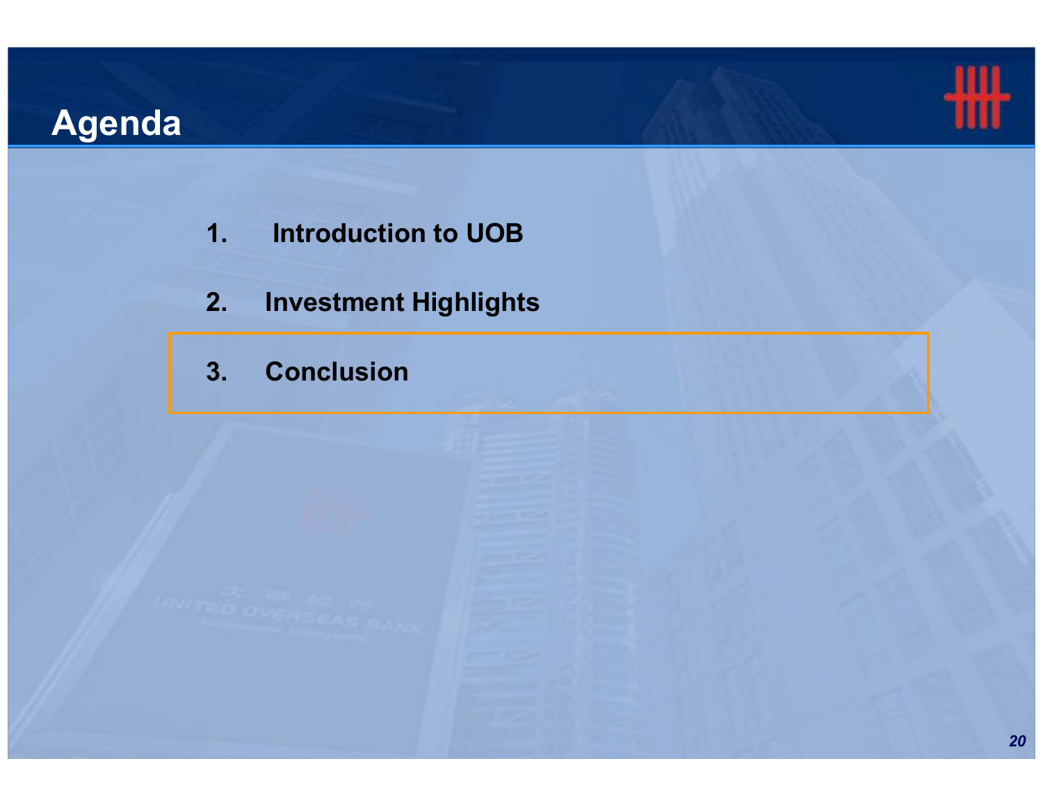# Agenda

1. Introduction to UOB
2. Investment Highlights
3. **Conclusion**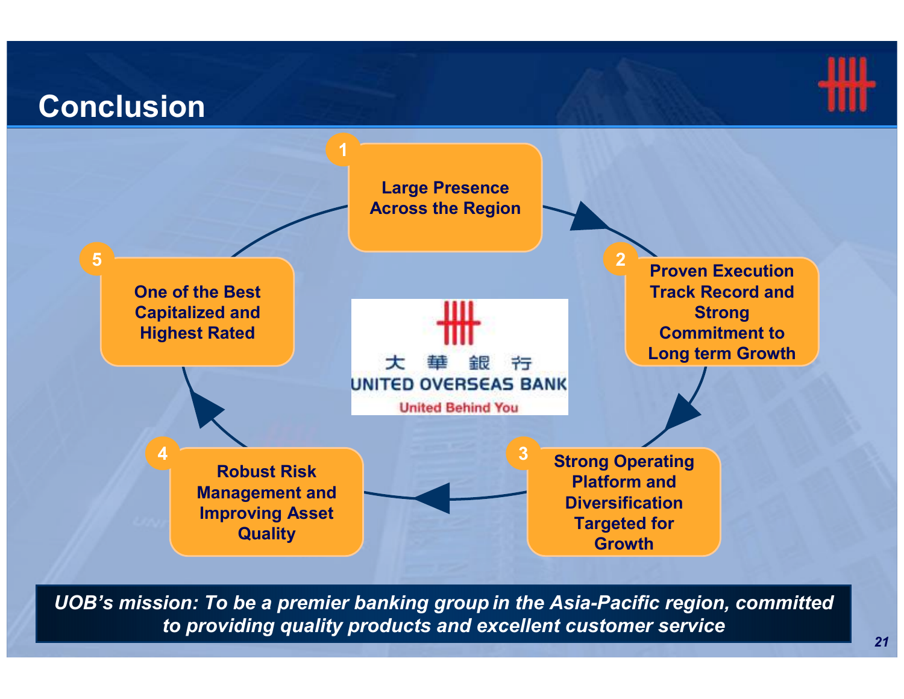# Conclusion

1. **Large Presence Across the Region**
2. **Proven Execution Track Record and Strong Commitment to Long term Growth**
3. **Strong Operating Platform and Diversification Targeted for Growth**
4. **Robust Risk Management and Improving Asset Quality**
5. **One of the Best Capitalized and Highest Rated**

大 華 銀 行
UNITED OVERSEAS BANK
United Behind You

***UOB's mission: To be a premier banking group in the Asia-Pacific region, committed to providing quality products and excellent customer service***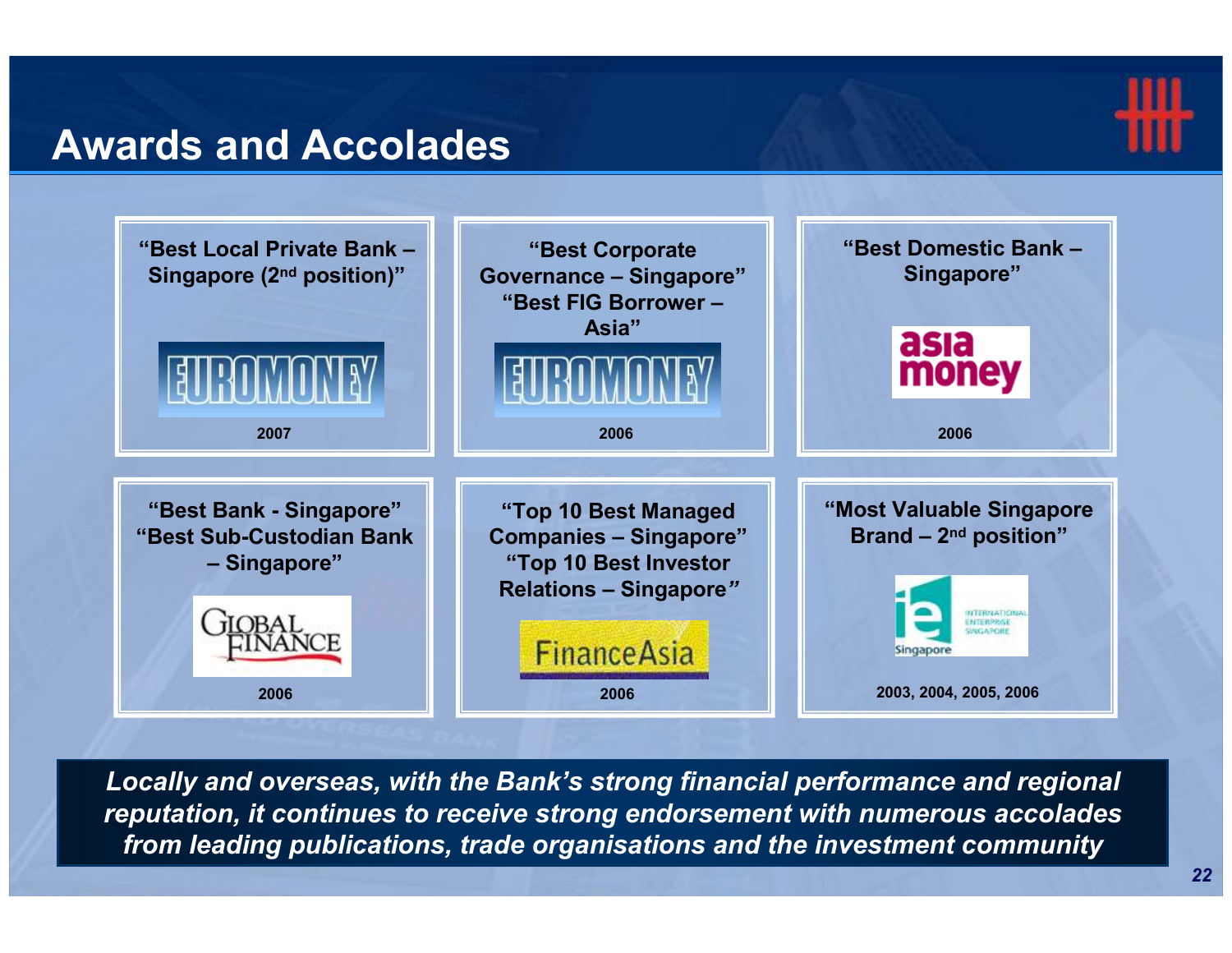# Awards and Accolades

**"Best Local Private Bank – Singapore (2nd position)"**

EUROMONEY

2007

**"Best Corporate Governance – Singapore"**
**"Best FIG Borrower – Asia"**

EUROMONEY

2006

**"Best Domestic Bank – Singapore"**

asia money

2006

**"Best Bank - Singapore"**
**"Best Sub-Custodian Bank – Singapore"**

GLOBAL FINANCE

2006

**"Top 10 Best Managed Companies – Singapore"**
**"Top 10 Best Investor Relations – Singapore"**

FinanceAsia

2006

**"Most Valuable Singapore Brand – 2nd position"**

ie Singapore INTERNATIONAL ENTERPRISE SINGAPORE

2003, 2004, 2005, 2006

***Locally and overseas, with the Bank's strong financial performance and regional reputation, it continues to receive strong endorsement with numerous accolades from leading publications, trade organisations and the investment community***